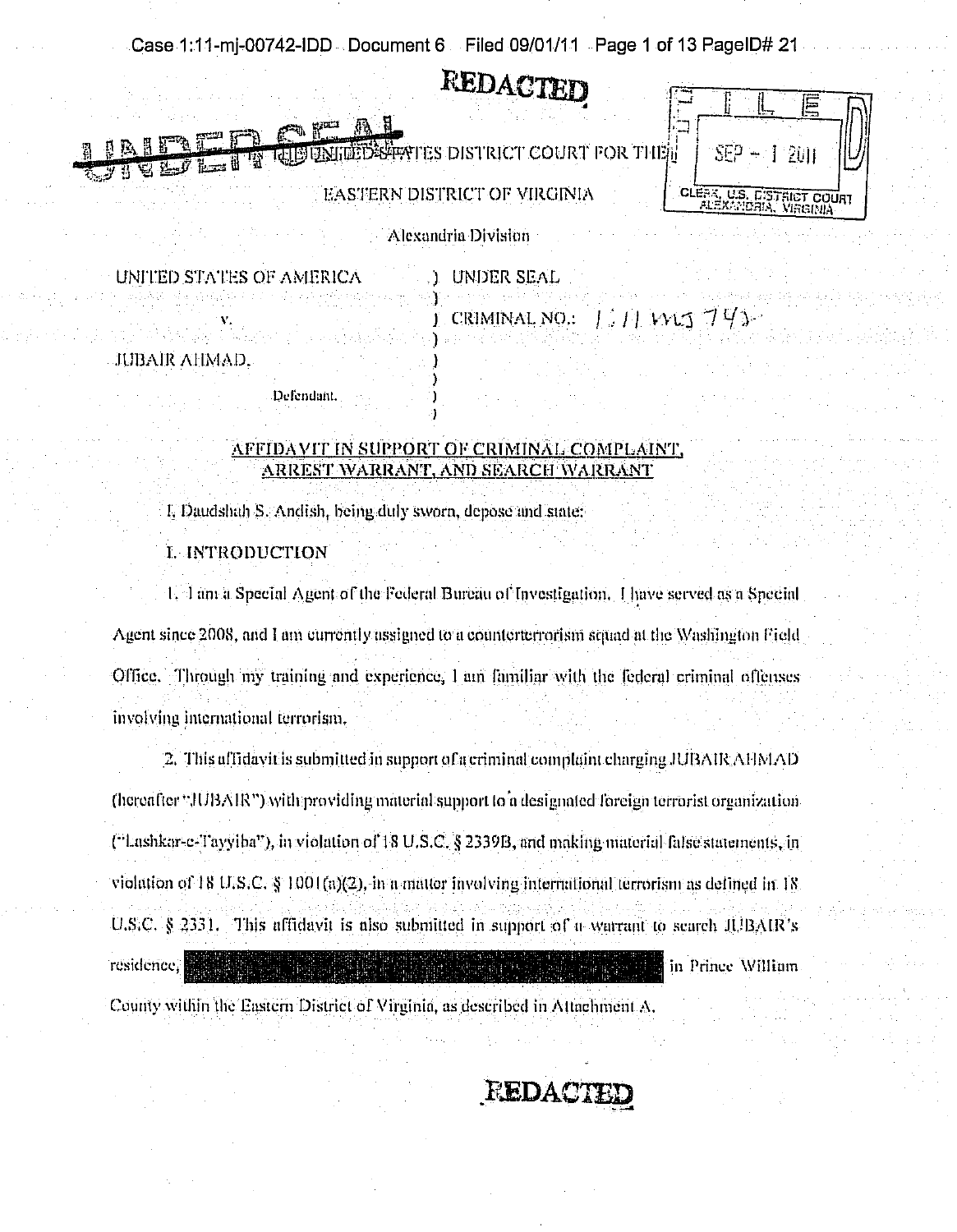REDACTED

UNDER SEAL

IN THE UNITED STATES DISTRICT COURT FOR THE

EASTERN DISTRICT OF VIRGINIA

Alexandria Division

FILED SEP - 1 2011 CLERK, U.S. DISTRICT COURT ALEXANDRIA, VIRGINIA

| | |
|---|---|
| UNITED STATES OF AMERICA | ) UNDER SEAL |
| v. | ) CRIMINAL NO.: 1:11 MJ 742 |
| JUBAIR AHMAD, | ) |
| Defendant. | ) |

## AFFIDAVIT IN SUPPORT OF CRIMINAL COMPLAINT, ARREST WARRANT, AND SEARCH WARRANT

I, Daudshah S. Andish, being duly sworn, depose and state:

### I. INTRODUCTION

1. I am a Special Agent of the Federal Bureau of Investigation. I have served as a Special Agent since 2008, and I am currently assigned to a counterterrorism squad at the Washington Field Office. Through my training and experience, I am familiar with the federal criminal offenses involving international terrorism.

2. This affidavit is submitted in support of a criminal complaint charging JUBAIR AHMAD (hereafter "JUBAIR") with providing material support to a designated foreign terrorist organization ("Lashkar-e-Tayyiba"), in violation of 18 U.S.C. § 2339B, and making material false statements, in violation of 18 U.S.C. § 1001(a)(2), in a matter involving international terrorism as defined in 18 U.S.C. § 2331. This affidavit is also submitted in support of a warrant to search JUBAIR's residence, [REDACTED] in Prince William County within the Eastern District of Virginia, as described in Attachment A.

REDACTED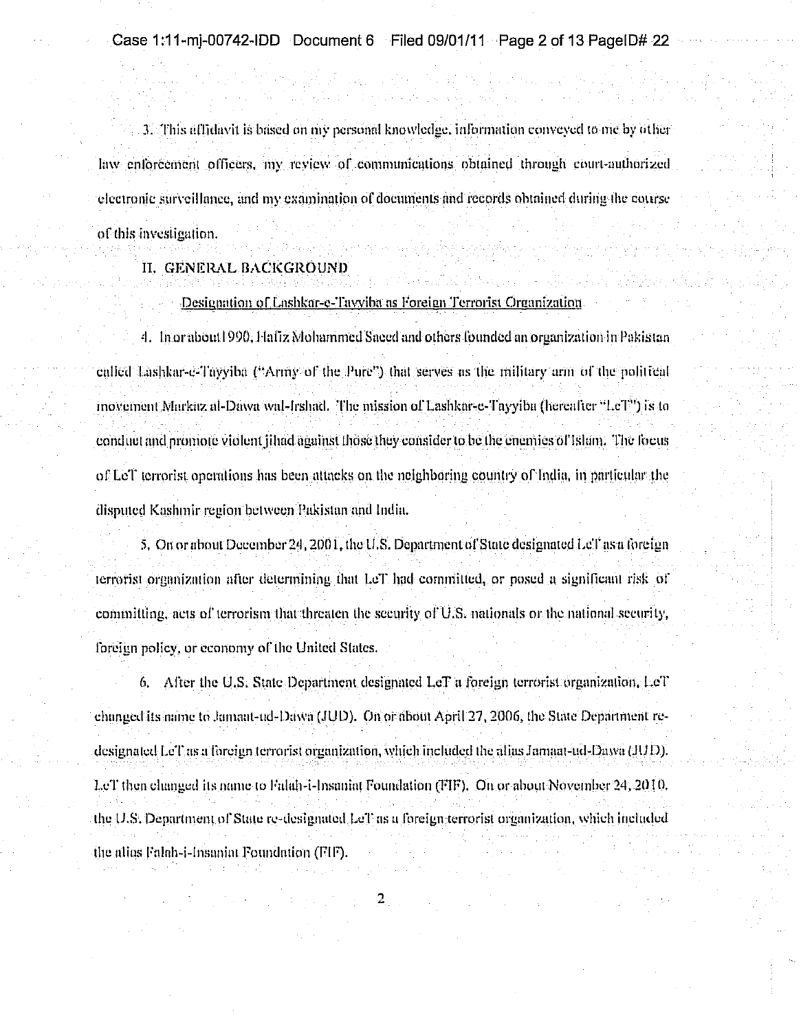3. This affidavit is based on my personal knowledge, information conveyed to me by other law enforcement officers, my review of communications obtained through court-authorized electronic surveillance, and my examination of documents and records obtained during the course of this investigation.

## II. GENERAL BACKGROUND

### Designation of Lashkar-e-Tayyiba as Foreign Terrorist Organization

4. In or about 1990, Hafiz Mohammed Saeed and others founded an organization in Pakistan called Lashkar-e-Tayyiba ("Army of the Pure") that serves as the military arm of the political movement Markaz al-Dawa wal-Irshad. The mission of Lashkar-e-Tayyiba (hereafter "LeT") is to conduct and promote violent jihad against those they consider to be the enemies of Islam. The focus of LeT terrorist operations has been attacks on the neighboring country of India, in particular the disputed Kashmir region between Pakistan and India.

5. On or about December 24, 2001, the U.S. Department of State designated LeT as a foreign terrorist organization after determining that LeT had committed, or posed a significant risk of committing, acts of terrorism that threaten the security of U.S. nationals or the national security, foreign policy, or economy of the United States.

6. After the U.S. State Department designated LeT a foreign terrorist organization, LeT changed its name to Jamaat-ud-Dawa (JUD). On or about April 27, 2006, the State Department re-designated LeT as a foreign terrorist organization, which included the alias Jamaat-ud-Dawa (JUD). LeT then changed its name to Falah-i-Insaniat Foundation (FIF). On or about November 24, 2010, the U.S. Department of State re-designated LeT as a foreign terrorist organization, which included the alias Falah-i-Insaniat Foundation (FIF).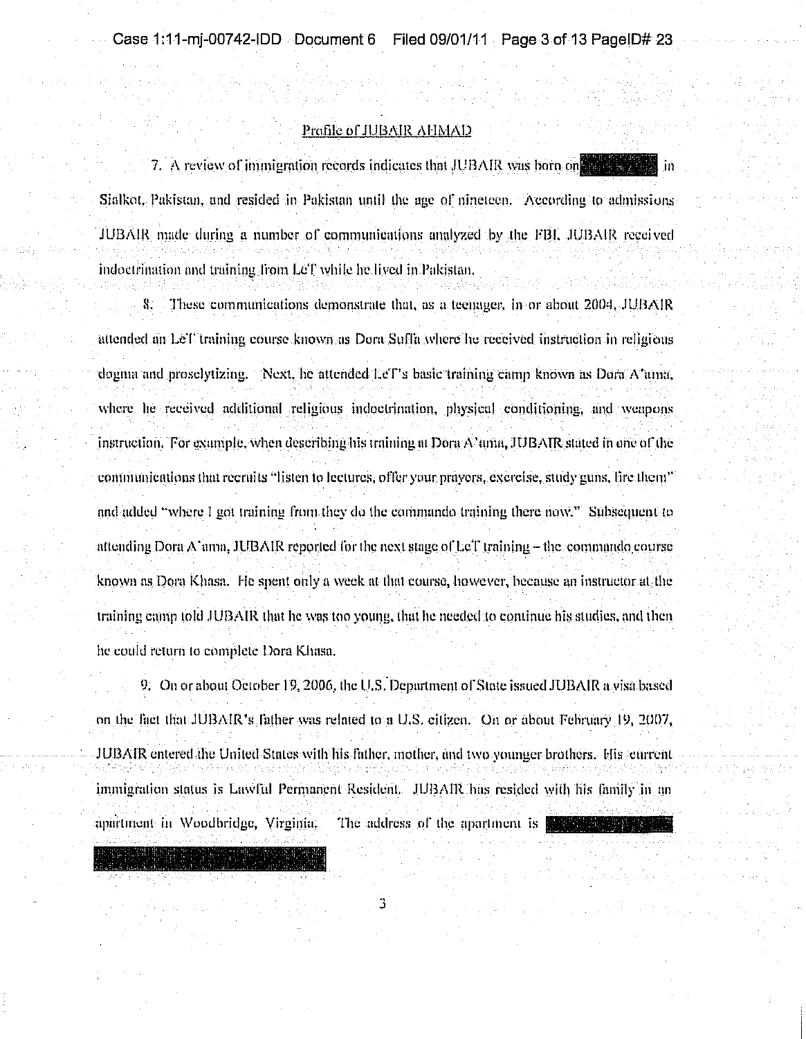## Profile of JUBAIR AHMAD

7. A review of immigration records indicates that JUBAIR was born on [REDACTED] in Sialkot, Pakistan, and resided in Pakistan until the age of nineteen. According to admissions JUBAIR made during a number of communications analyzed by the FBI, JUBAIR received indoctrination and training from LeT while he lived in Pakistan.

8. These communications demonstrate that, as a teenager, in or about 2004, JUBAIR attended an LeT training course known as Dora Suffa where he received instruction in religious dogma and proselytizing. Next, he attended LeT's basic training camp known as Dora A'ama, where he received additional religious indoctrination, physical conditioning, and weapons instruction. For example, when describing his training at Dora A'ama, JUBAIR stated in one of the communications that recruits "listen to lectures, offer your prayers, exercise, study guns, fire them" and added "where I got training from they do the commando training there now." Subsequent to attending Dora A'ama, JUBAIR reported for the next stage of LeT training – the commando course known as Dora Khasa. He spent only a week at that course, however, because an instructor at the training camp told JUBAIR that he was too young, that he needed to continue his studies, and then he could return to complete Dora Khasa.

9. On or about October 19, 2006, the U.S. Department of State issued JUBAIR a visa based on the fact that JUBAIR's father was related to a U.S. citizen. On or about February 19, 2007, JUBAIR entered the United States with his father, mother, and two younger brothers. His current immigration status is Lawful Permanent Resident. JUBAIR has resided with his family in an apartment in Woodbridge, Virginia. The address of the apartment is [REDACTED]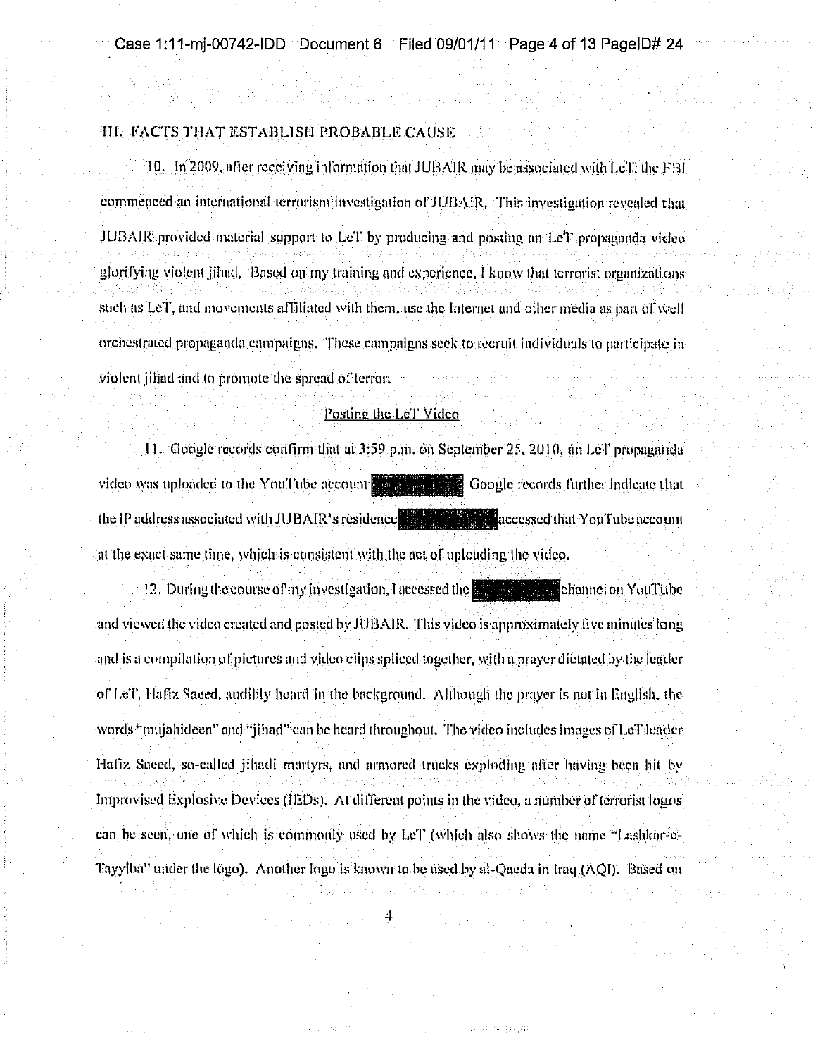## III. FACTS THAT ESTABLISH PROBABLE CAUSE

10. In 2009, after receiving information that JUBAIR may be associated with LeT, the FBI commenced an international terrorism investigation of JUBAIR. This investigation revealed that JUBAIR provided material support to LeT by producing and posting an LeT propaganda video glorifying violent jihad. Based on my training and experience, I know that terrorist organizations such as LeT, and movements affiliated with them, use the Internet and other media as part of well orchestrated propaganda campaigns. These campaigns seek to recruit individuals to participate in violent jihad and to promote the spread of terror.

### Posting the LeT Video

11. Google records confirm that at 3:59 p.m. on September 25, 2010, an LeT propaganda video was uploaded to the YouTube account [REDACTED] Google records further indicate that the IP address associated with JUBAIR's residence [REDACTED] accessed that YouTube account at the exact same time, which is consistent with the act of uploading the video.

12. During the course of my investigation, I accessed the [REDACTED] channel on YouTube and viewed the video created and posted by JUBAIR. This video is approximately five minutes long and is a compilation of pictures and video clips spliced together, with a prayer dictated by the leader of LeT, Hafiz Saeed, audibly heard in the background. Although the prayer is not in English, the words "mujahideen" and "jihad" can be heard throughout. The video includes images of LeT leader Hafiz Saeed, so-called jihadi martyrs, and armored trucks exploding after having been hit by Improvised Explosive Devices (IEDs). At different points in the video, a number of terrorist logos can be seen, one of which is commonly used by LeT (which also shows the name "Lashkar-e-Tayyiba" under the logo). Another logo is known to be used by al-Qaeda in Iraq (AQI). Based on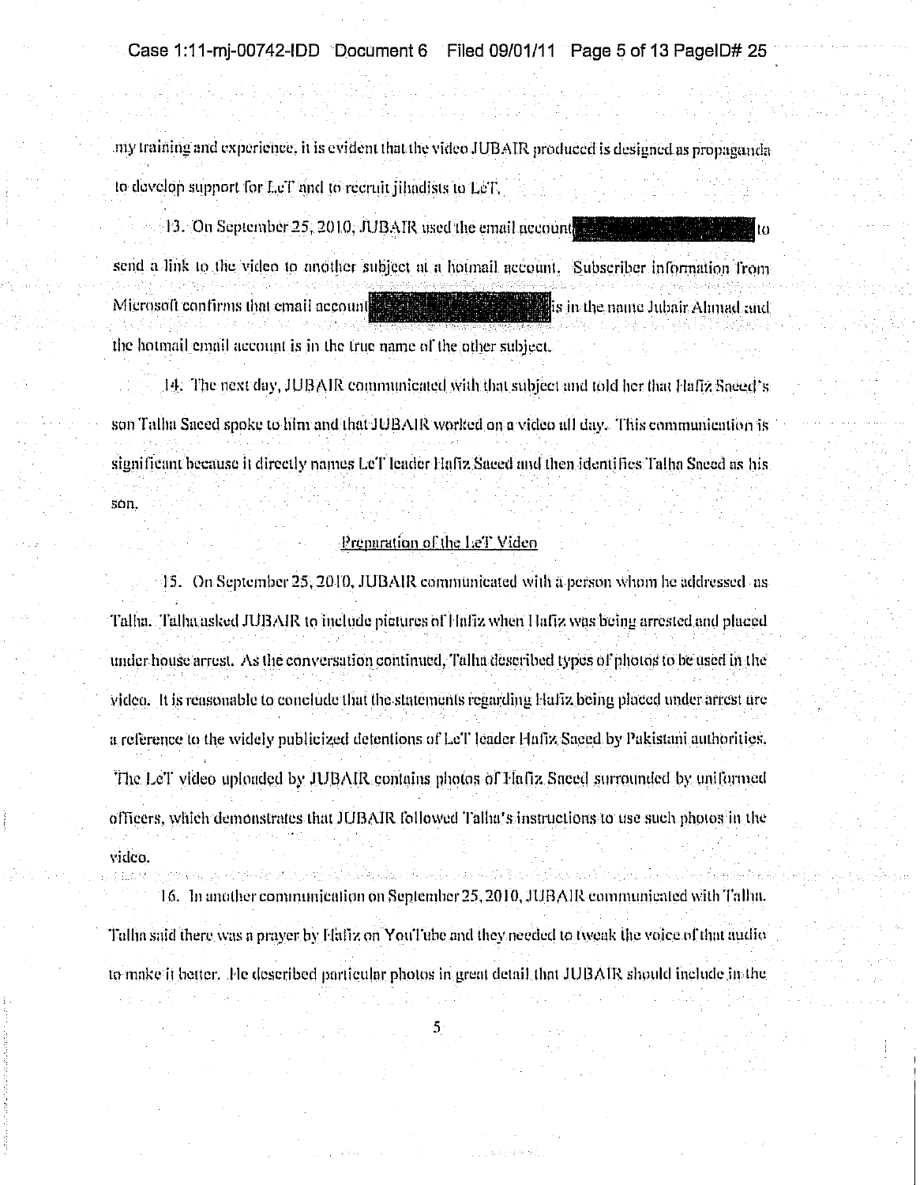my training and experience, it is evident that the video JUBAIR produced is designed as propaganda to develop support for LeT and to recruit jihadists to LeT.

13. On September 25, 2010, JUBAIR used the email account [REDACTED] to send a link to the video to another subject at a hotmail account. Subscriber information from Microsoft confirms that email account [REDACTED] is in the name Jubair Ahmad and the hotmail email account is in the true name of the other subject.

14. The next day, JUBAIR communicated with that subject and told her that Hafiz Saeed's son Talha Saeed spoke to him and that JUBAIR worked on a video all day. This communication is significant because it directly names LeT leader Hafiz Saeed and then identifies Talha Saeed as his son.

## Preparation of the LeT Video

15. On September 25, 2010, JUBAIR communicated with a person whom he addressed as Talha. Talha asked JUBAIR to include pictures of Hafiz when Hafiz was being arrested and placed under house arrest. As the conversation continued, Talha described types of photos to be used in the video. It is reasonable to conclude that the statements regarding Hafiz being placed under arrest are a reference to the widely publicized detentions of LeT leader Hafiz Saeed by Pakistani authorities. The LeT video uploaded by JUBAIR contains photos of Hafiz Saeed surrounded by uniformed officers, which demonstrates that JUBAIR followed Talha's instructions to use such photos in the video.

16. In another communication on September 25, 2010, JUBAIR communicated with Talha. Talha said there was a prayer by Hafiz on YouTube and they needed to tweak the voice of that audio to make it better. He described particular photos in great detail that JUBAIR should include in the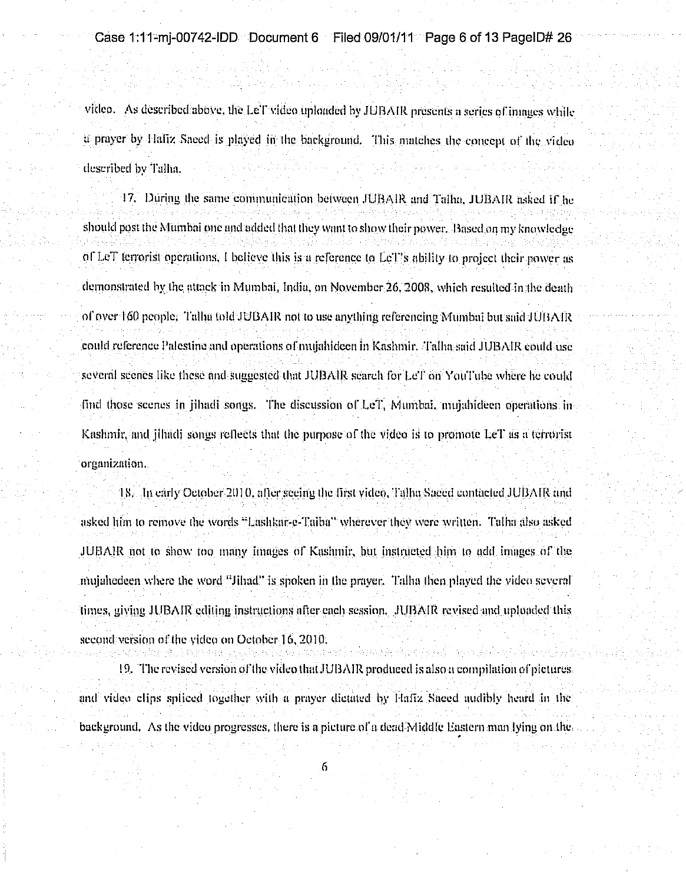video. As described above, the LeT video uploaded by JUBAIR presents a series of images while a prayer by Hafiz Saeed is played in the background. This matches the concept of the video described by Talha.

17. During the same communication between JUBAIR and Talha, JUBAIR asked if he should post the Mumbai one and added that they want to show their power. Based on my knowledge of LeT terrorist operations, I believe this is a reference to LeT's ability to project their power as demonstrated by the attack in Mumbai, India, on November 26, 2008, which resulted in the death of over 160 people. Talha told JUBAIR not to use anything referencing Mumbai but said JUBAIR could reference Palestine and operations of mujahideen in Kashmir. Talha said JUBAIR could use several scenes like these and suggested that JUBAIR search for LeT on YouTube where he could find those scenes in jihadi songs. The discussion of LeT, Mumbai, mujahideen operations in Kashmir, and jihadi songs reflects that the purpose of the video is to promote LeT as a terrorist organization.

18. In early October 2010, after seeing the first video, Talha Saeed contacted JUBAIR and asked him to remove the words "Lashkar-e-Taiba" wherever they were written. Talha also asked JUBAIR not to show too many images of Kashmir, but instructed him to add images of the mujahedeen where the word "Jihad" is spoken in the prayer. Talha then played the video several times, giving JUBAIR editing instructions after each session. JUBAIR revised and uploaded this second version of the video on October 16, 2010.

19. The revised version of the video that JUBAIR produced is also a compilation of pictures and video clips spliced together with a prayer dictated by Hafiz Saeed audibly heard in the background. As the video progresses, there is a picture of a dead Middle Eastern man lying on the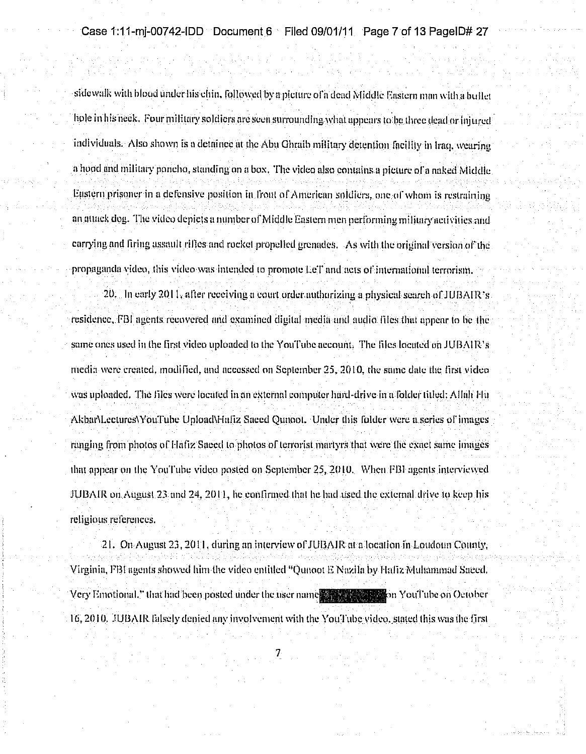sidewalk with blood under his chin, followed by a picture of a dead Middle Eastern man with a bullet hole in his neck. Four military soldiers are seen surrounding what appears to be three dead or injured individuals. Also shown is a detainee at the Abu Ghraib military detention facility in Iraq, wearing a hood and military poncho, standing on a box. The video also contains a picture of a naked Middle Eastern prisoner in a defensive position in front of American soldiers, one of whom is restraining an attack dog. The video depicts a number of Middle Eastern men performing military activities and carrying and firing assault rifles and rocket propelled grenades. As with the original version of the propaganda video, this video was intended to promote LeT and acts of international terrorism.

20. In early 2011, after receiving a court order authorizing a physical search of JUBAIR's residence, FBI agents recovered and examined digital media and audio files that appear to be the same ones used in the first video uploaded to the YouTube account. The files located on JUBAIR's media were created, modified, and accessed on September 25, 2010, the same date the first video was uploaded. The files were located in an external computer hard-drive in a folder titled: Allah Hu Akbar\Lectures\YouTube Upload\Hafiz Saeed Qunoot. Under this folder were a series of images ranging from photos of Hafiz Saeed to photos of terrorist martyrs that were the exact same images that appear on the YouTube video posted on September 25, 2010. When FBI agents interviewed JUBAIR on August 23 and 24, 2011, he confirmed that he had used the external drive to keep his religious references.

21. On August 23, 2011, during an interview of JUBAIR at a location in Loudoun County, Virginia, FBI agents showed him the video entitled "Qunoot E Nazila by Hafiz Muhammad Saeed. Very Emotional." that had been posted under the user name [REDACTED] on YouTube on October 16, 2010. JUBAIR falsely denied any involvement with the YouTube video, stated this was the first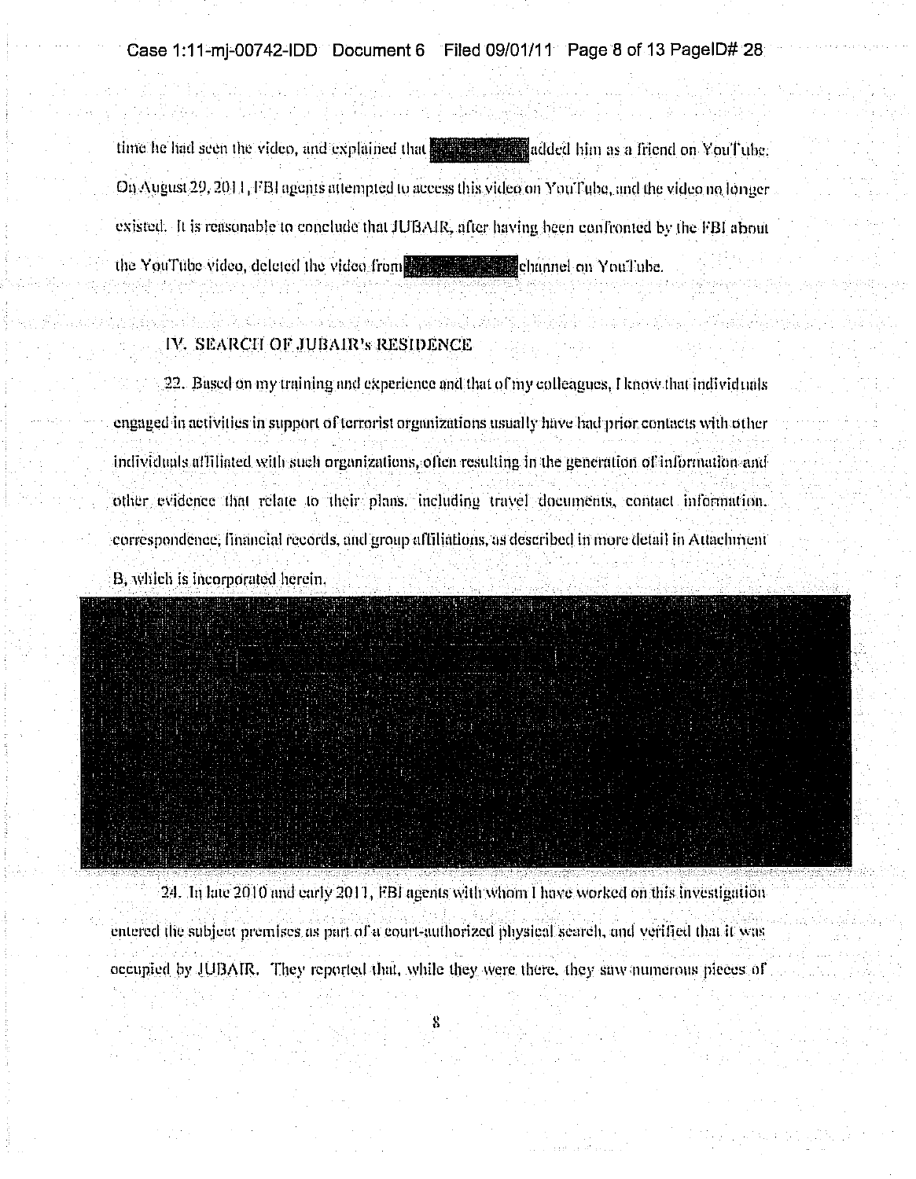time he had seen the video, and explained that [REDACTED] added him as a friend on YouTube. On August 29, 2011, FBI agents attempted to access this video on YouTube, and the video no longer existed. It is reasonable to conclude that JUBAIR, after having been confronted by the FBI about the YouTube video, deleted the video from [REDACTED] channel on YouTube.

## IV. SEARCH OF JUBAIR's RESIDENCE

22. Based on my training and experience and that of my colleagues, I know that individuals engaged in activities in support of terrorist organizations usually have had prior contacts with other individuals affiliated with such organizations, often resulting in the generation of information and other evidence that relate to their plans, including travel documents, contact information, correspondence, financial records, and group affiliations, as described in more detail in Attachment B, which is incorporated herein.

[REDACTED]

24. In late 2010 and early 2011, FBI agents with whom I have worked on this investigation entered the subject premises as part of a court-authorized physical search, and verified that it was occupied by JUBAIR. They reported that, while they were there, they saw numerous pieces of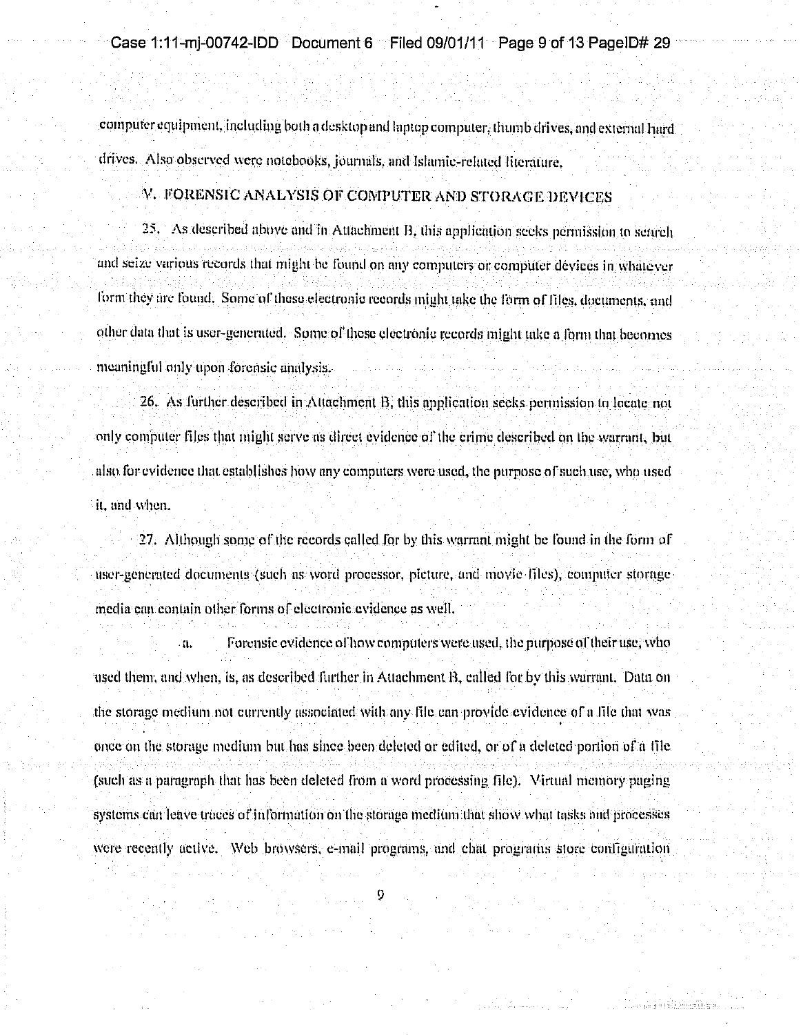computer equipment, including both a desktop and laptop computer, thumb drives, and external hard drives. Also observed were notebooks, journals, and Islamic-related literature.

## V. FORENSIC ANALYSIS OF COMPUTER AND STORAGE DEVICES

25. As described above and in Attachment B, this application seeks permission to search and seize various records that might be found on any computers or computer devices in whatever form they are found. Some of these electronic records might take the form of files, documents, and other data that is user-generated. Some of these electronic records might take a form that becomes meaningful only upon forensic analysis.

26. As further described in Attachment B, this application seeks permission to locate not only computer files that might serve as direct evidence of the crime described on the warrant, but also for evidence that establishes how any computers were used, the purpose of such use, who used it, and when.

27. Although some of the records called for by this warrant might be found in the form of user-generated documents (such as word processor, picture, and movie files), computer storage media can contain other forms of electronic evidence as well.

a. Forensic evidence of how computers were used, the purpose of their use, who used them, and when, is, as described further in Attachment B, called for by this warrant. Data on the storage medium not currently associated with any file can provide evidence of a file that was once on the storage medium but has since been deleted or edited, or of a deleted portion of a file (such as a paragraph that has been deleted from a word processing file). Virtual memory paging systems can leave traces of information on the storage medium that show what tasks and processes were recently active. Web browsers, e-mail programs, and chat programs store configuration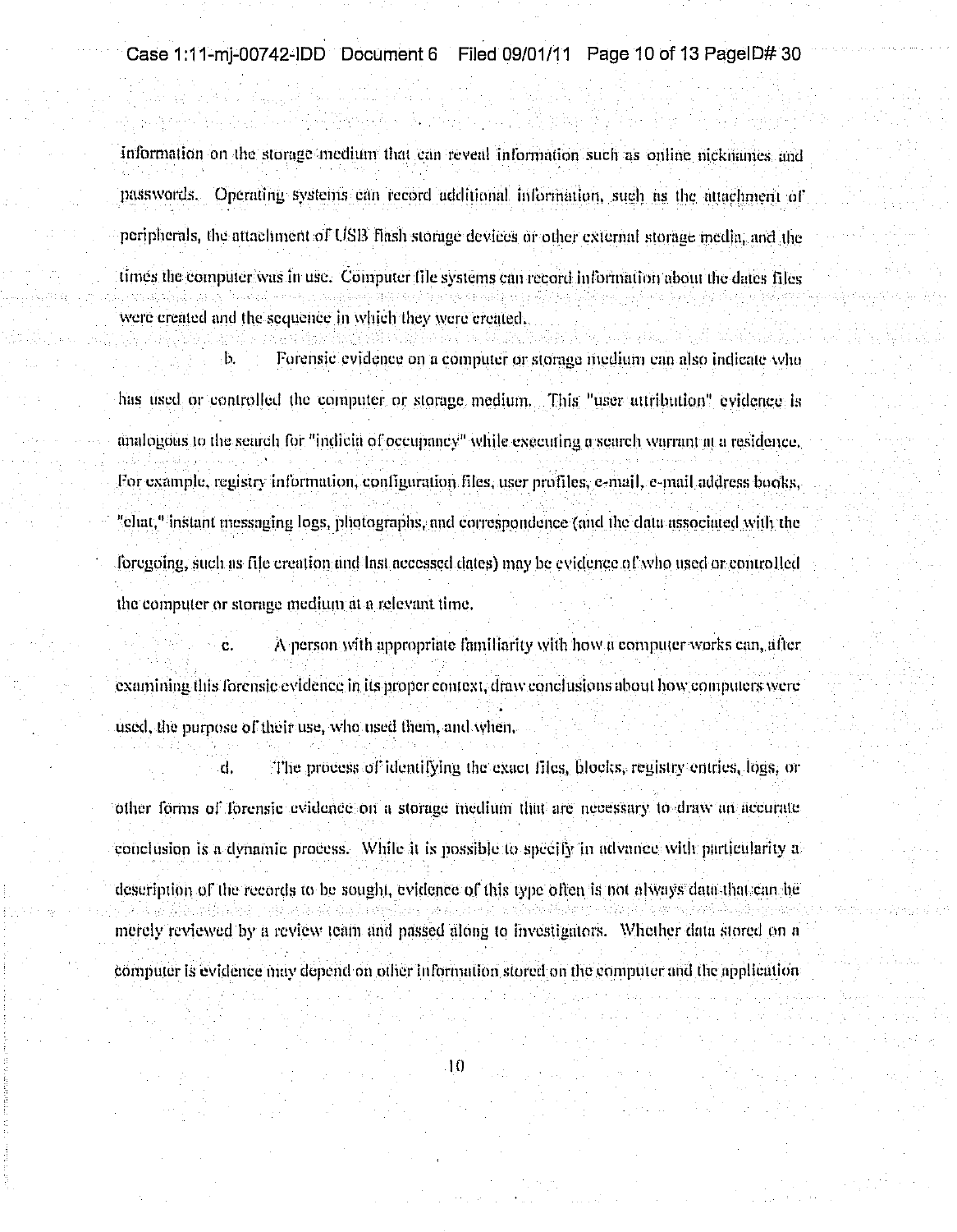information on the storage medium that can reveal information such as online nicknames and passwords. Operating systems can record additional information, such as the attachment of peripherals, the attachment of USB flash storage devices or other external storage media, and the times the computer was in use. Computer file systems can record information about the dates files were created and the sequence in which they were created.

b. Forensic evidence on a computer or storage medium can also indicate who has used or controlled the computer or storage medium. This "user attribution" evidence is analogous to the search for "indicia of occupancy" while executing a search warrant at a residence. For example, registry information, configuration files, user profiles, e-mail, e-mail address books, "chat," instant messaging logs, photographs, and correspondence (and the data associated with the foregoing, such as file creation and last accessed dates) may be evidence of who used or controlled the computer or storage medium at a relevant time.

c. A person with appropriate familiarity with how a computer works can, after examining this forensic evidence in its proper context, draw conclusions about how computers were used, the purpose of their use, who used them, and when.

d. The process of identifying the exact files, blocks, registry entries, logs, or other forms of forensic evidence on a storage medium that are necessary to draw an accurate conclusion is a dynamic process. While it is possible to specify in advance with particularity a description of the records to be sought, evidence of this type often is not always data that can be merely reviewed by a review team and passed along to investigators. Whether data stored on a computer is evidence may depend on other information stored on the computer and the application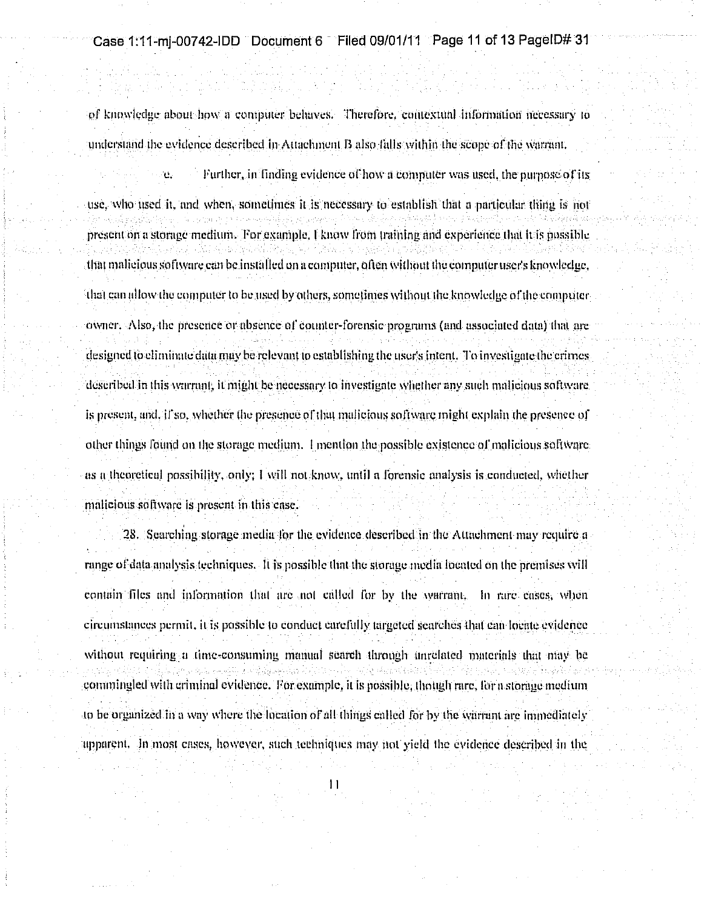of knowledge about how a computer behaves. Therefore, contextual information necessary to understand the evidence described in Attachment B also falls within the scope of the warrant.

e. Further, in finding evidence of how a computer was used, the purpose of its use, who used it, and when, sometimes it is necessary to establish that a particular thing is not present on a storage medium. For example, I know from training and experience that it is possible that malicious software can be installed on a computer, often without the computer user's knowledge, that can allow the computer to be used by others, sometimes without the knowledge of the computer owner. Also, the presence or absence of counter-forensic programs (and associated data) that are designed to eliminate data may be relevant to establishing the user's intent. To investigate the crimes described in this warrant, it might be necessary to investigate whether any such malicious software is present, and, if so, whether the presence of that malicious software might explain the presence of other things found on the storage medium. I mention the possible existence of malicious software as a theoretical possibility, only; I will not know, until a forensic analysis is conducted, whether malicious software is present in this case.

28. Searching storage media for the evidence described in the Attachment may require a range of data analysis techniques. It is possible that the storage media located on the premises will contain files and information that are not called for by the warrant. In rare cases, when circumstances permit, it is possible to conduct carefully targeted searches that can locate evidence without requiring a time-consuming manual search through unrelated materials that may be commingled with criminal evidence. For example, it is possible, though rare, for a storage medium to be organized in a way where the location of all things called for by the warrant are immediately apparent. In most cases, however, such techniques may not yield the evidence described in the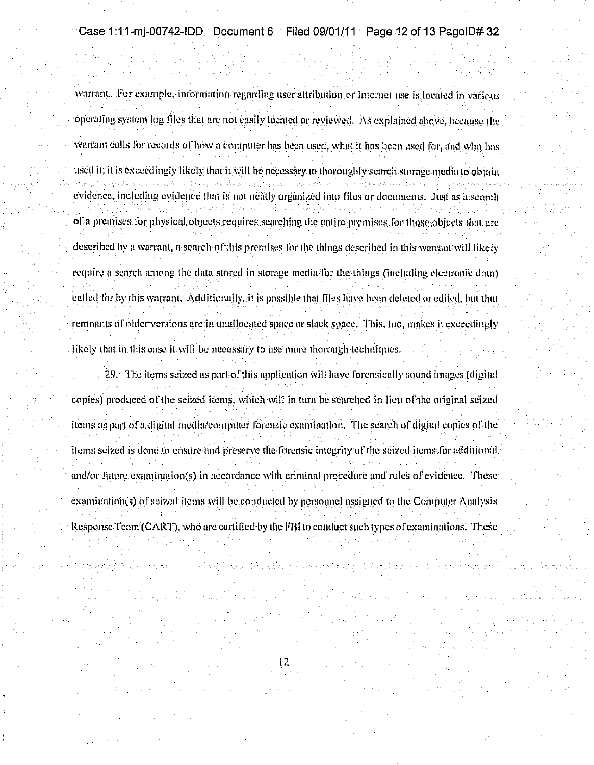warrant. For example, information regarding user attribution or Internet use is located in various operating system log files that are not easily located or reviewed. As explained above, because the warrant calls for records of how a computer has been used, what it has been used for, and who has used it, it is exceedingly likely that it will be necessary to thoroughly search storage media to obtain evidence, including evidence that is not neatly organized into files or documents. Just as a search of a premises for physical objects requires searching the entire premises for those objects that are described by a warrant, a search of this premises for the things described in this warrant will likely require a search among the data stored in storage media for the things (including electronic data) called for by this warrant. Additionally, it is possible that files have been deleted or edited, but that remnants of older versions are in unallocated space or slack space. This, too, makes it exceedingly likely that in this case it will be necessary to use more thorough techniques.

29. The items seized as part of this application will have forensically sound images (digital copies) produced of the seized items, which will in turn be searched in lieu of the original seized items as part of a digital media/computer forensic examination. The search of digital copies of the items seized is done to ensure and preserve the forensic integrity of the seized items for additional and/or future examination(s) in accordance with criminal procedure and rules of evidence. These examination(s) of seized items will be conducted by personnel assigned to the Computer Analysis Response Team (CART), who are certified by the FBI to conduct such types of examinations. These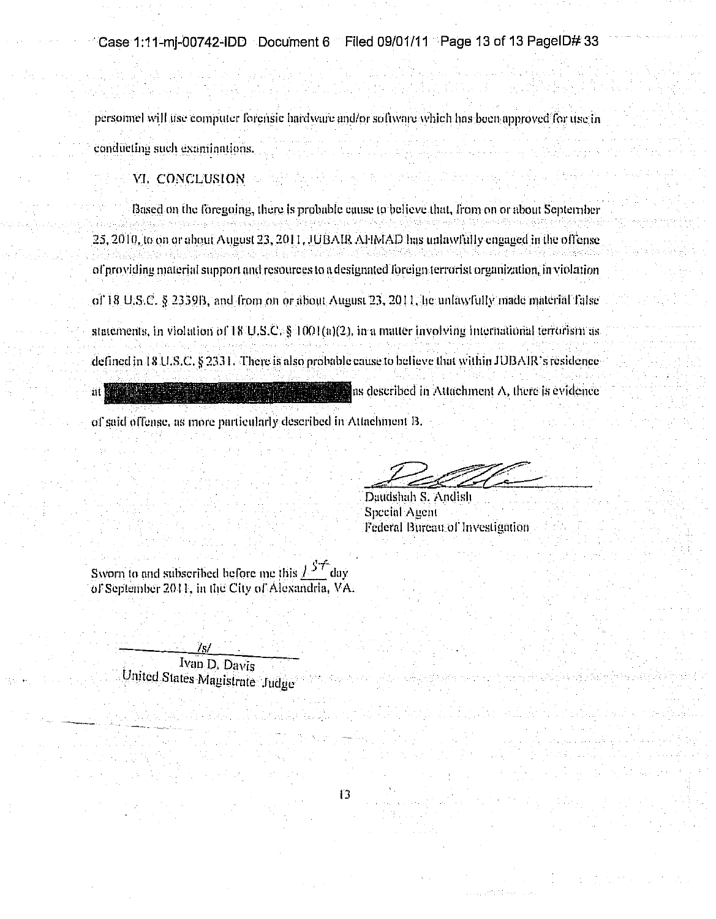personnel will use computer forensic hardware and/or software which has been approved for use in conducting such examinations.

## VI. CONCLUSION

Based on the foregoing, there is probable cause to believe that, from on or about September 25, 2010, to on or about August 23, 2011, JUBAIR AHMAD has unlawfully engaged in the offense of providing material support and resources to a designated foreign terrorist organization, in violation of 18 U.S.C. § 2339B, and from on or about August 23, 2011, he unlawfully made material false statements, in violation of 18 U.S.C. § 1001(a)(2), in a matter involving international terrorism as defined in 18 U.S.C. § 2331. There is also probable cause to believe that within JUBAIR's residence at [REDACTED] as described in Attachment A, there is evidence of said offense, as more particularly described in Attachment B.

Daudshah S. Andish
Special Agent
Federal Bureau of Investigation

Sworn to and subscribed before me this 1st day of September 2011, in the City of Alexandria, VA.

/s/
Ivan D. Davis
United States Magistrate Judge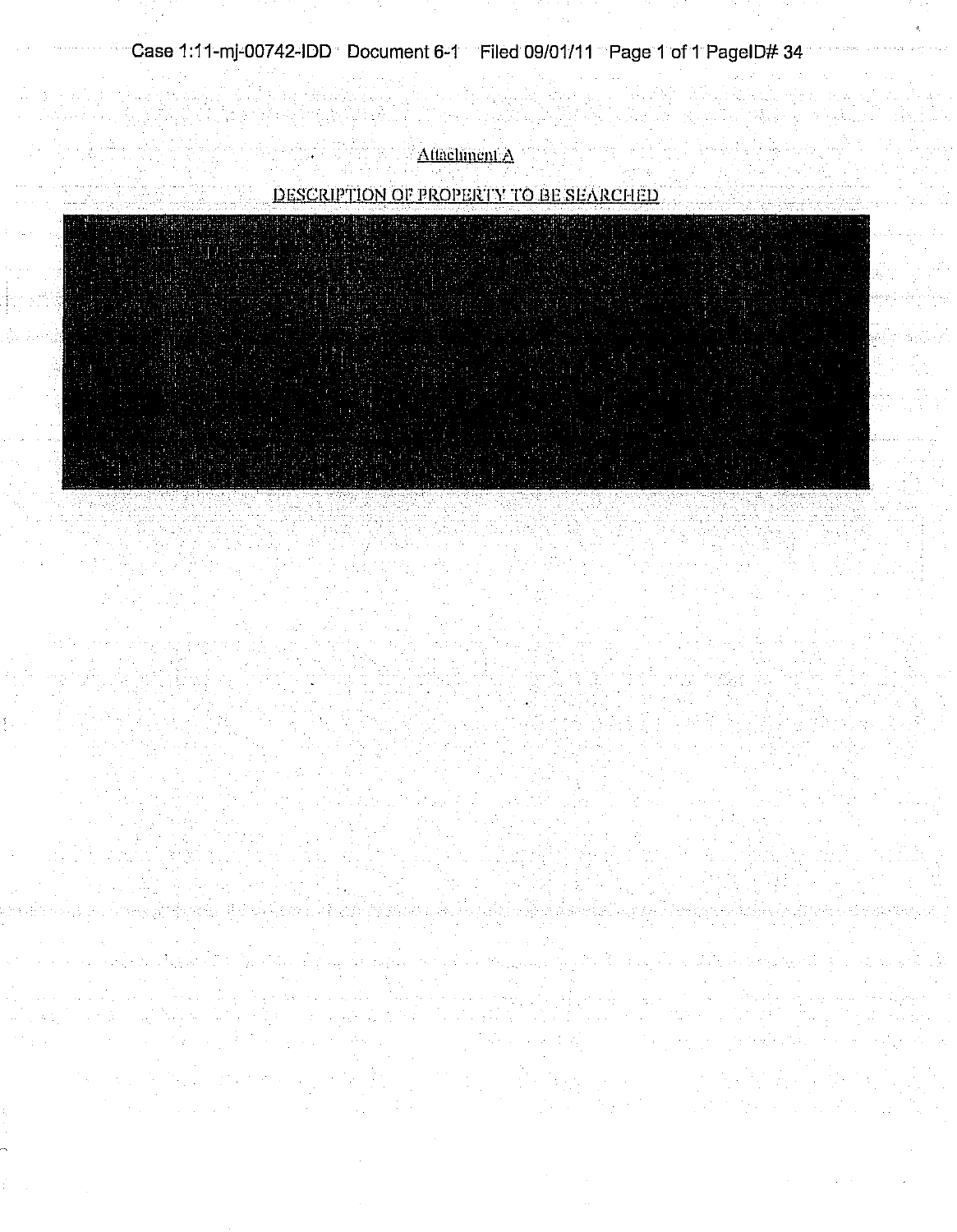Attachment A

DESCRIPTION OF PROPERTY TO BE SEARCHED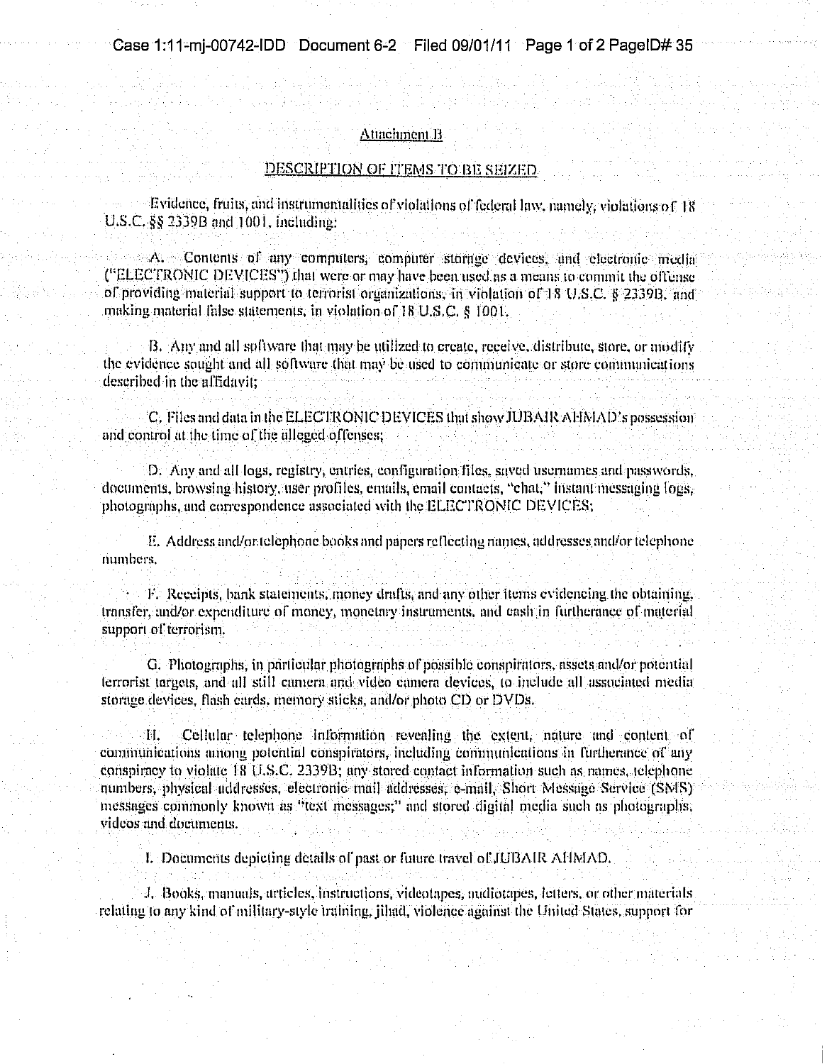Attachment B

DESCRIPTION OF ITEMS TO BE SEIZED

Evidence, fruits, and instrumentalities of violations of federal law, namely, violations of 18 U.S.C. §§ 2339B and 1001, including:

A. Contents of any computers, computer storage devices, and electronic media ("ELECTRONIC DEVICES") that were or may have been used as a means to commit the offense of providing material support to terrorist organizations, in violation of 18 U.S.C. § 2339B, and making material false statements, in violation of 18 U.S.C. § 1001.

B. Any and all software that may be utilized to create, receive, distribute, store, or modify the evidence sought and all software that may be used to communicate or store communications described in the affidavit;

C. Files and data in the ELECTRONIC DEVICES that show JUBAIR AHMAD's possession and control at the time of the alleged offenses;

D. Any and all logs, registry, entries, configuration files, saved usernames and passwords, documents, browsing history, user profiles, emails, email contacts, "chat," instant messaging logs, photographs, and correspondence associated with the ELECTRONIC DEVICES;

E. Address and/or telephone books and papers reflecting names, addresses and/or telephone numbers.

F. Receipts, bank statements, money drafts, and any other items evidencing the obtaining, transfer, and/or expenditure of money, monetary instruments, and cash in furtherance of material support of terrorism.

G. Photographs, in particular photographs of possible conspirators, assets and/or potential terrorist targets, and all still camera and video camera devices, to include all associated media storage devices, flash cards, memory sticks, and/or photo CD or DVDs.

H. Cellular telephone information revealing the extent, nature and content of communications among potential conspirators, including communications in furtherance of any conspiracy to violate 18 U.S.C. 2339B; any stored contact information such as names, telephone numbers, physical addresses, electronic mail addresses, e-mail, Short Message Service (SMS) messages commonly known as "text messages;" and stored digital media such as photographs, videos and documents.

I. Documents depicting details of past or future travel of JUBAIR AHMAD.

J. Books, manuals, articles, instructions, videotapes, audiotapes, letters, or other materials relating to any kind of military-style training, jihad, violence against the United States, support for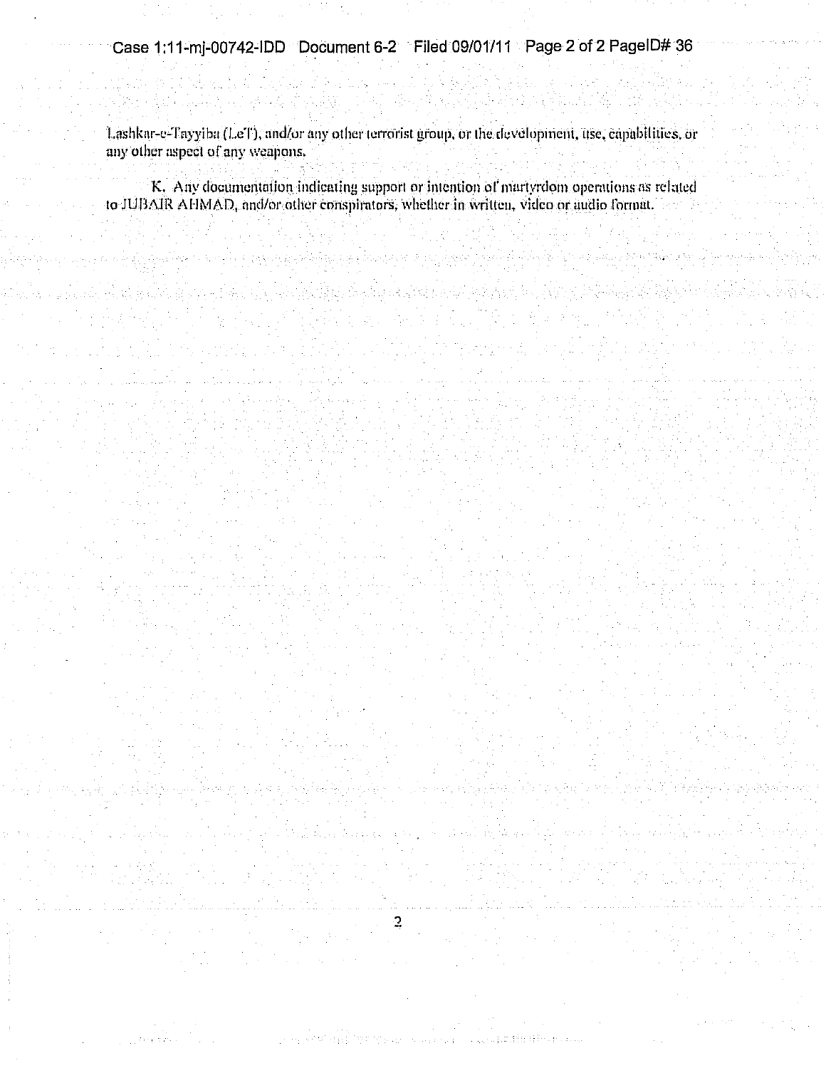Lashkar-e-Tayyiba (LeT), and/or any other terrorist group, or the development, use, capabilities, or any other aspect of any weapons.

K. Any documentation indicating support or intention of martyrdom operations as related to JUBAIR AHMAD, and/or other conspirators, whether in written, video or audio format.